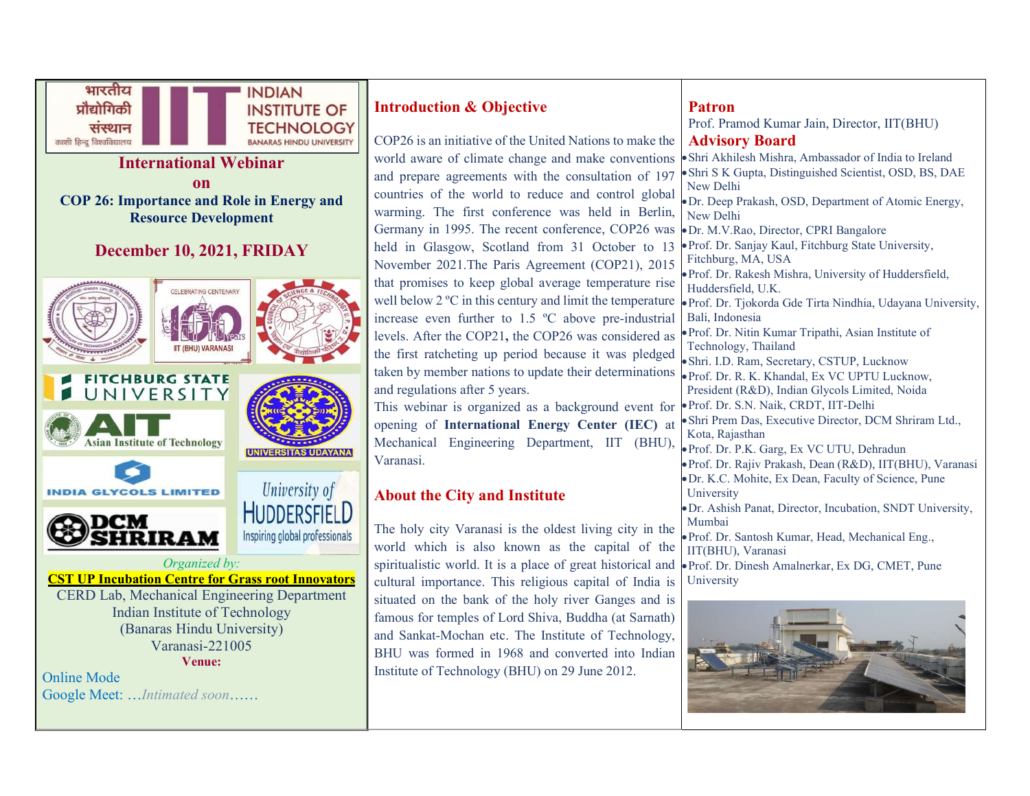भारतीय प्रौद्योगिकी संस्थान
काशी हिन्दू विश्वविद्यालय

INDIAN INSTITUTE OF TECHNOLOGY
BANARAS HINDU UNIVERSITY

# International Webinar

## on

## COP 26: Importance and Role in Energy and Resource Development

## December 10, 2021, FRIDAY

*Organized by:*

**CST UP Incubation Centre for Grass root Innovators**

CERD Lab, Mechanical Engineering Department
Indian Institute of Technology
(Banaras Hindu University)
Varanasi-221005

**Venue:**

Online Mode
Google Meet: …*Intimated soon*……

## Introduction & Objective

COP26 is an initiative of the United Nations to make the world aware of climate change and make conventions and prepare agreements with the consultation of 197 countries of the world to reduce and control global warming. The first conference was held in Berlin, Germany in 1995. The recent conference, COP26 was held in Glasgow, Scotland from 31 October to 13 November 2021.The Paris Agreement (COP21), 2015 that promises to keep global average temperature rise well below 2 ºC in this century and limit the temperature increase even further to 1.5 ºC above pre-industrial levels. After the COP21**,** the COP26 was considered as the first ratcheting up period because it was pledged taken by member nations to update their determinations and regulations after 5 years.

This webinar is organized as a background event for opening of **International Energy Center (IEC)** at Mechanical Engineering Department, IIT (BHU), Varanasi.

## About the City and Institute

The holy city Varanasi is the oldest living city in the world which is also known as the capital of the spiritualistic world. It is a place of great historical and cultural importance. This religious capital of India is situated on the bank of the holy river Ganges and is famous for temples of Lord Shiva, Buddha (at Sarnath) and Sankat-Mochan etc. The Institute of Technology, BHU was formed in 1968 and converted into Indian Institute of Technology (BHU) on 29 June 2012.

## Patron

Prof. Pramod Kumar Jain, Director, IIT(BHU)

## Advisory Board

- Shri Akhilesh Mishra, Ambassador of India to Ireland
- Shri S K Gupta, Distinguished Scientist, OSD, BS, DAE New Delhi
- Dr. Deep Prakash, OSD, Department of Atomic Energy, New Delhi
- Dr. M.V.Rao, Director, CPRI Bangalore
- Prof. Dr. Sanjay Kaul, Fitchburg State University, Fitchburg, MA, USA
- Prof. Dr. Rakesh Mishra, University of Huddersfield, Huddersfield, U.K.
- Prof. Dr. Tjokorda Gde Tirta Nindhia, Udayana University, Bali, Indonesia
- Prof. Dr. Nitin Kumar Tripathi, Asian Institute of Technology, Thailand
- Shri. I.D. Ram, Secretary, CSTUP, Lucknow
- Prof. Dr. R. K. Khandal, Ex VC UPTU Lucknow, President (R&D), Indian Glycols Limited, Noida
- Prof. Dr. S.N. Naik, CRDT, IIT-Delhi
- Shri Prem Das, Executive Director, DCM Shriram Ltd., Kota, Rajasthan
- Prof. Dr. P.K. Garg, Ex VC UTU, Dehradun
- Prof. Dr. Rajiv Prakash, Dean (R&D), IIT(BHU), Varanasi
- Dr. K.C. Mohite, Ex Dean, Faculty of Science, Pune University
- Dr. Ashish Panat, Director, Incubation, SNDT University, Mumbai
- Prof. Dr. Santosh Kumar, Head, Mechanical Eng., IIT(BHU), Varanasi
- Prof. Dr. Dinesh Amalnerkar, Ex DG, CMET, Pune University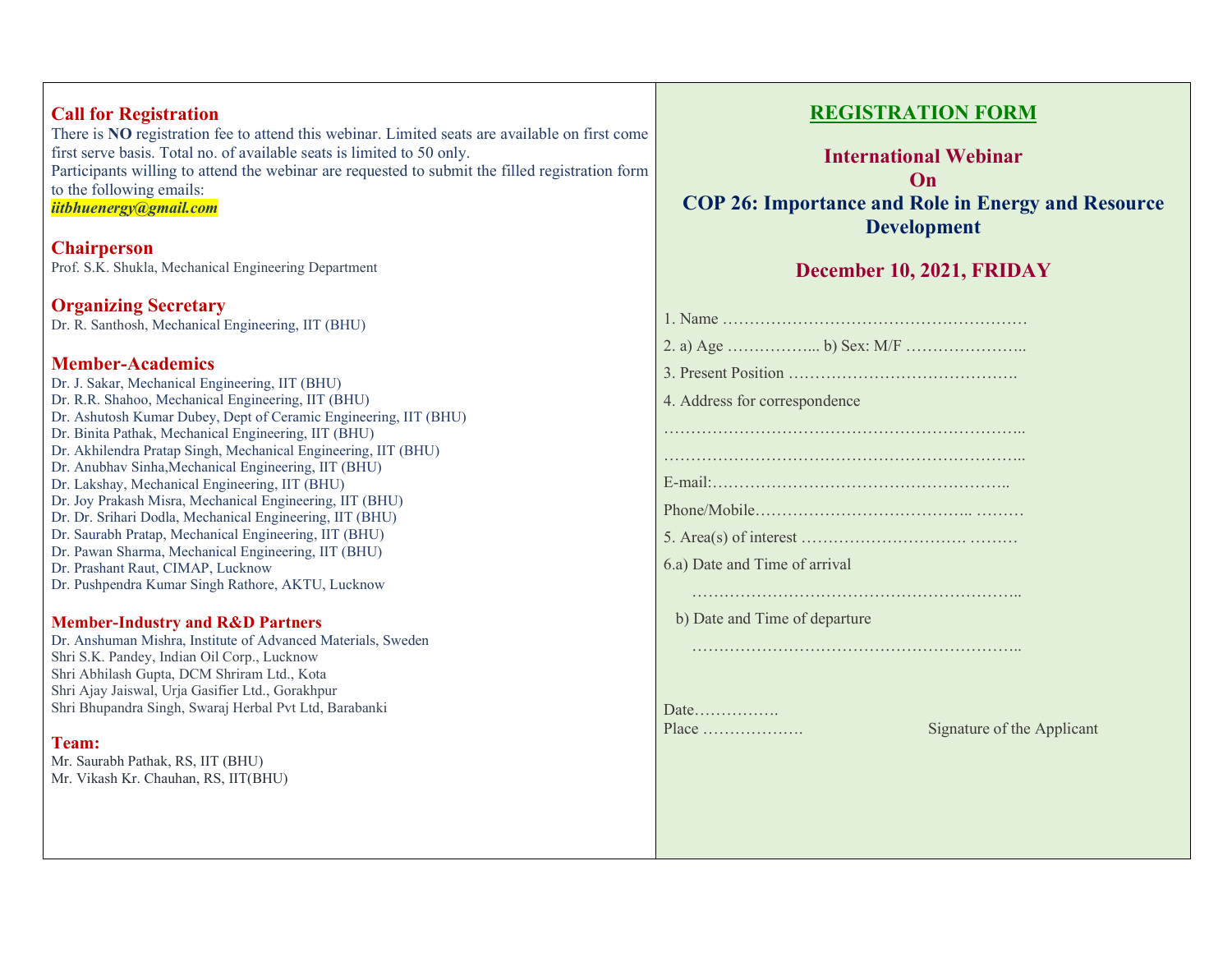## Call for Registration

There is **NO** registration fee to attend this webinar. Limited seats are available on first come first serve basis. Total no. of available seats is limited to 50 only.

Participants willing to attend the webinar are requested to submit the filled registration form to the following emails:

***iitbhuenergy@gmail.com***

## Chairperson

Prof. S.K. Shukla, Mechanical Engineering Department

## Organizing Secretary

Dr. R. Santhosh, Mechanical Engineering, IIT (BHU)

## Member-Academics

Dr. J. Sakar, Mechanical Engineering, IIT (BHU)
Dr. R.R. Shahoo, Mechanical Engineering, IIT (BHU)
Dr. Ashutosh Kumar Dubey, Dept of Ceramic Engineering, IIT (BHU)
Dr. Binita Pathak, Mechanical Engineering, IIT (BHU)
Dr. Akhilendra Pratap Singh, Mechanical Engineering, IIT (BHU)
Dr. Anubhav Sinha,Mechanical Engineering, IIT (BHU)
Dr. Lakshay, Mechanical Engineering, IIT (BHU)
Dr. Joy Prakash Misra, Mechanical Engineering, IIT (BHU)
Dr. Dr. Srihari Dodla, Mechanical Engineering, IIT (BHU)
Dr. Saurabh Pratap, Mechanical Engineering, IIT (BHU)
Dr. Pawan Sharma, Mechanical Engineering, IIT (BHU)
Dr. Prashant Raut, CIMAP, Lucknow
Dr. Pushpendra Kumar Singh Rathore, AKTU, Lucknow

## Member-Industry and R&D Partners

Dr. Anshuman Mishra, Institute of Advanced Materials, Sweden
Shri S.K. Pandey, Indian Oil Corp., Lucknow
Shri Abhilash Gupta, DCM Shriram Ltd., Kota
Shri Ajay Jaiswal, Urja Gasifier Ltd., Gorakhpur
Shri Bhupandra Singh, Swaraj Herbal Pvt Ltd, Barabanki

## Team:

Mr. Saurabh Pathak, RS, IIT (BHU)
Mr. Vikash Kr. Chauhan, RS, IIT(BHU)

# REGISTRATION FORM

## International Webinar On COP 26: Importance and Role in Energy and Resource Development

## December 10, 2021, FRIDAY

1. Name …………………………………………………

2. a) Age …………….. b) Sex: M/F …………………..

3. Present Position …………………………………….

4. Address for correspondence

………………………………………………………..

………………………………………………………..

E-mail:………………………………………………..

Phone/Mobile……………………………….. ………

5. Area(s) of interest ………………………. ………

6.a) Date and Time of arrival

……………………………………………………..

b) Date and Time of departure

……………………………………………………..

Date…………….
Place ……………….          Signature of the Applicant